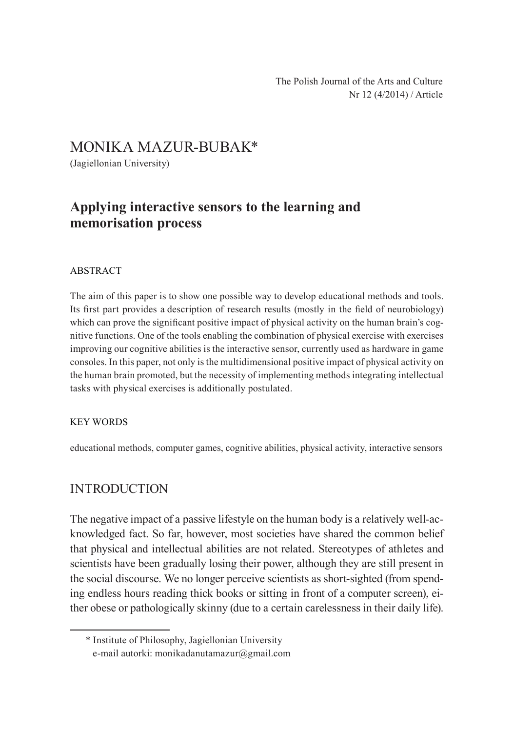The Polish Journal of the Arts and Culture
Nr 12 (4/2014) / Article

# MONIKA MAZUR-BUBAK*

(Jagiellonian University)

## Applying interactive sensors to the learning and memorisation process

### ABSTRACT

The aim of this paper is to show one possible way to develop educational methods and tools. Its first part provides a description of research results (mostly in the field of neurobiology) which can prove the significant positive impact of physical activity on the human brain's cognitive functions. One of the tools enabling the combination of physical exercise with exercises improving our cognitive abilities is the interactive sensor, currently used as hardware in game consoles. In this paper, not only is the multidimensional positive impact of physical activity on the human brain promoted, but the necessity of implementing methods integrating intellectual tasks with physical exercises is additionally postulated.

### KEY WORDS

educational methods, computer games, cognitive abilities, physical activity, interactive sensors

## INTRODUCTION

The negative impact of a passive lifestyle on the human body is a relatively well-acknowledged fact. So far, however, most societies have shared the common belief that physical and intellectual abilities are not related. Stereotypes of athletes and scientists have been gradually losing their power, although they are still present in the social discourse. We no longer perceive scientists as short-sighted (from spending endless hours reading thick books or sitting in front of a computer screen), either obese or pathologically skinny (due to a certain carelessness in their daily life).

---

* Institute of Philosophy, Jagiellonian University
e-mail autorki: monikadanutamazur@gmail.com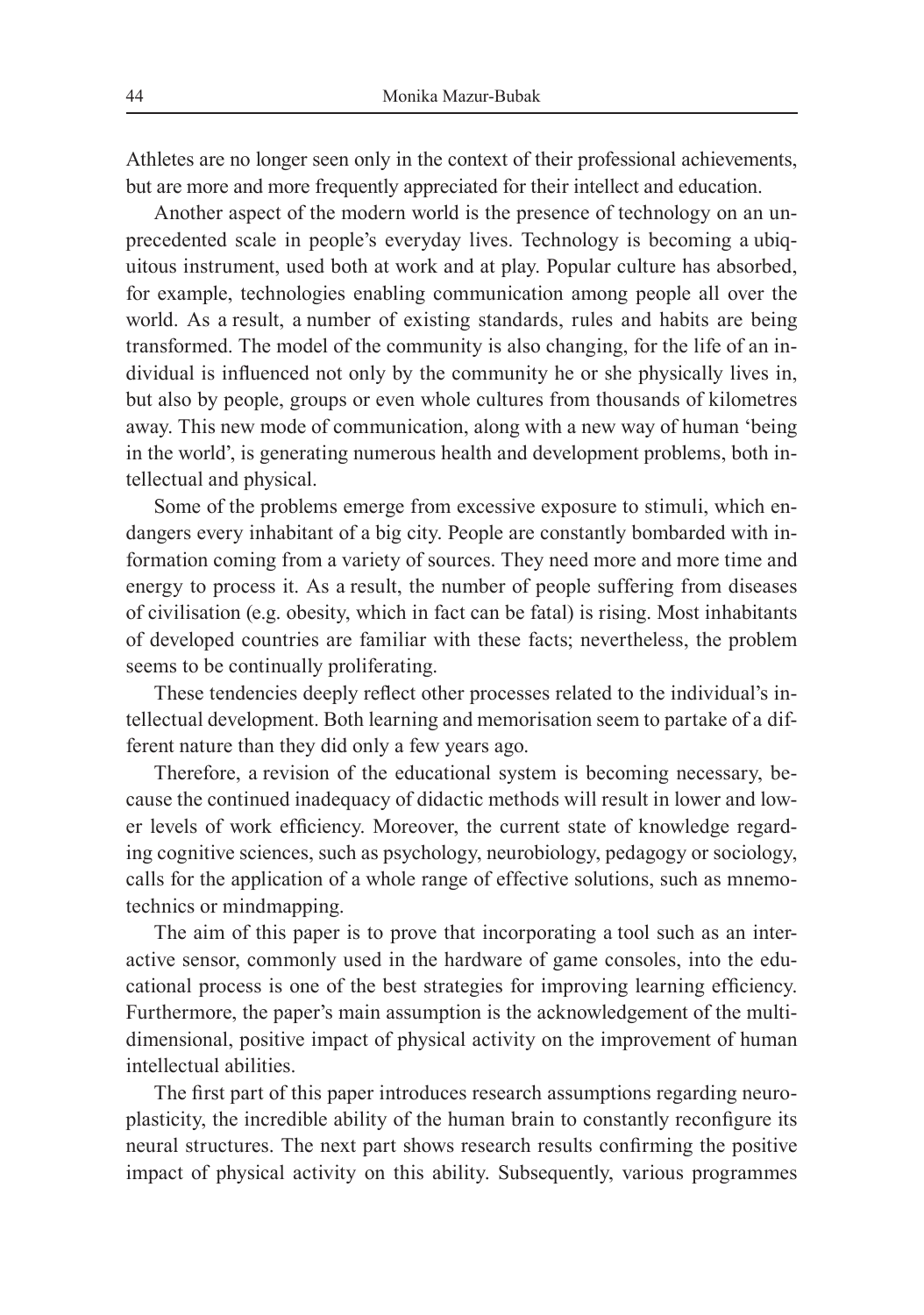Athletes are no longer seen only in the context of their professional achievements, but are more and more frequently appreciated for their intellect and education.

Another aspect of the modern world is the presence of technology on an unprecedented scale in people's everyday lives. Technology is becoming a ubiquitous instrument, used both at work and at play. Popular culture has absorbed, for example, technologies enabling communication among people all over the world. As a result, a number of existing standards, rules and habits are being transformed. The model of the community is also changing, for the life of an individual is influenced not only by the community he or she physically lives in, but also by people, groups or even whole cultures from thousands of kilometres away. This new mode of communication, along with a new way of human 'being in the world', is generating numerous health and development problems, both intellectual and physical.

Some of the problems emerge from excessive exposure to stimuli, which endangers every inhabitant of a big city. People are constantly bombarded with information coming from a variety of sources. They need more and more time and energy to process it. As a result, the number of people suffering from diseases of civilisation (e.g. obesity, which in fact can be fatal) is rising. Most inhabitants of developed countries are familiar with these facts; nevertheless, the problem seems to be continually proliferating.

These tendencies deeply reflect other processes related to the individual's intellectual development. Both learning and memorisation seem to partake of a different nature than they did only a few years ago.

Therefore, a revision of the educational system is becoming necessary, because the continued inadequacy of didactic methods will result in lower and lower levels of work efficiency. Moreover, the current state of knowledge regarding cognitive sciences, such as psychology, neurobiology, pedagogy or sociology, calls for the application of a whole range of effective solutions, such as mnemotechnics or mindmapping.

The aim of this paper is to prove that incorporating a tool such as an interactive sensor, commonly used in the hardware of game consoles, into the educational process is one of the best strategies for improving learning efficiency. Furthermore, the paper's main assumption is the acknowledgement of the multidimensional, positive impact of physical activity on the improvement of human intellectual abilities.

The first part of this paper introduces research assumptions regarding neuroplasticity, the incredible ability of the human brain to constantly reconfigure its neural structures. The next part shows research results confirming the positive impact of physical activity on this ability. Subsequently, various programmes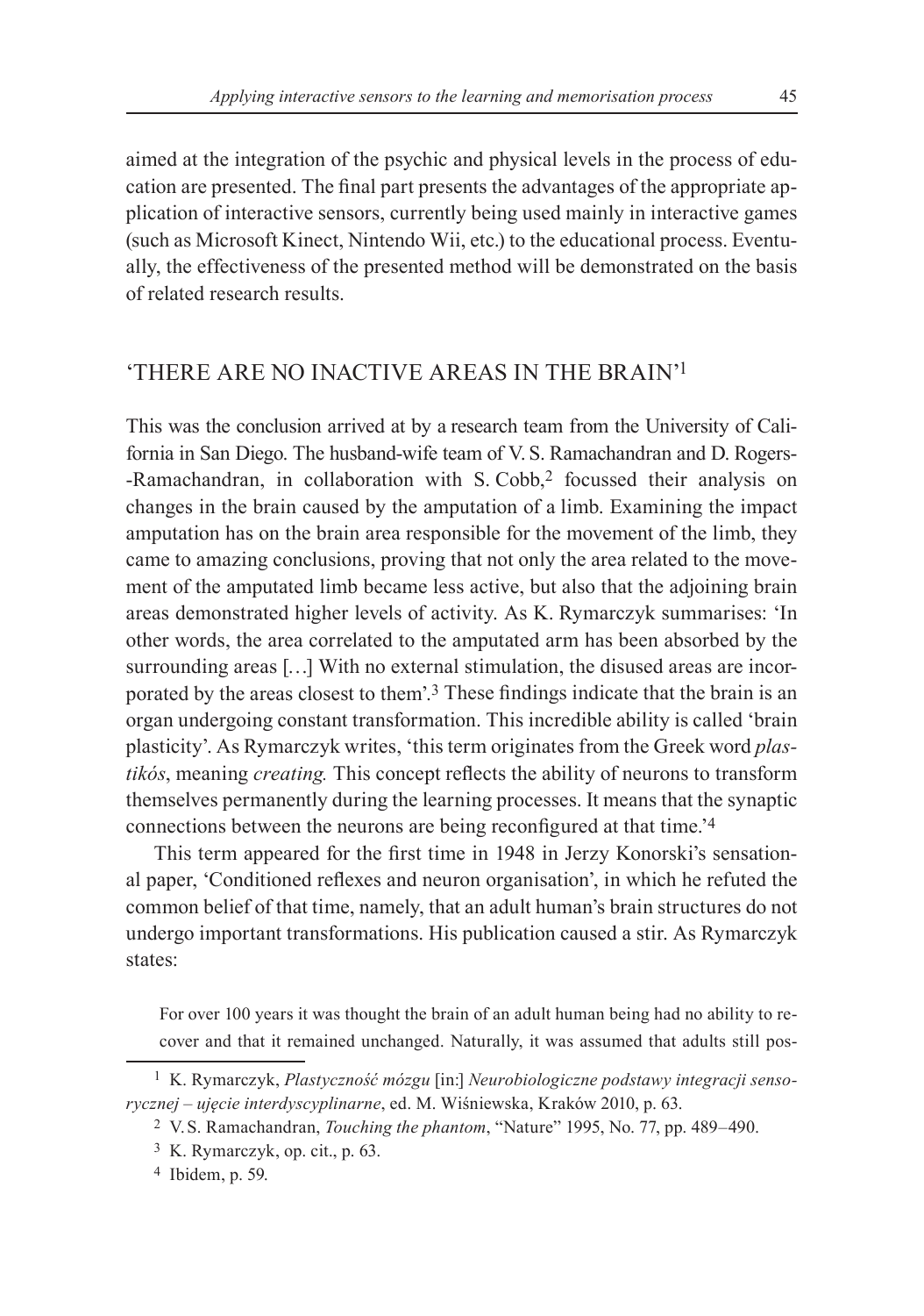aimed at the integration of the psychic and physical levels in the process of education are presented. The final part presents the advantages of the appropriate application of interactive sensors, currently being used mainly in interactive games (such as Microsoft Kinect, Nintendo Wii, etc.) to the educational process. Eventually, the effectiveness of the presented method will be demonstrated on the basis of related research results.

## 'THERE ARE NO INACTIVE AREAS IN THE BRAIN'[1]

This was the conclusion arrived at by a research team from the University of California in San Diego. The husband-wife team of V. S. Ramachandran and D. Rogers-Ramachandran, in collaboration with S. Cobb,[2] focussed their analysis on changes in the brain caused by the amputation of a limb. Examining the impact amputation has on the brain area responsible for the movement of the limb, they came to amazing conclusions, proving that not only the area related to the movement of the amputated limb became less active, but also that the adjoining brain areas demonstrated higher levels of activity. As K. Rymarczyk summarises: 'In other words, the area correlated to the amputated arm has been absorbed by the surrounding areas […] With no external stimulation, the disused areas are incorporated by the areas closest to them'.[3] These findings indicate that the brain is an organ undergoing constant transformation. This incredible ability is called 'brain plasticity'. As Rymarczyk writes, 'this term originates from the Greek word *plastikós*, meaning *creating.* This concept reflects the ability of neurons to transform themselves permanently during the learning processes. It means that the synaptic connections between the neurons are being reconfigured at that time.'[4]

This term appeared for the first time in 1948 in Jerzy Konorski's sensational paper, 'Conditioned reflexes and neuron organisation', in which he refuted the common belief of that time, namely, that an adult human's brain structures do not undergo important transformations. His publication caused a stir. As Rymarczyk states:

> For over 100 years it was thought the brain of an adult human being had no ability to recover and that it remained unchanged. Naturally, it was assumed that adults still pos-

---

[1] K. Rymarczyk, *Plastyczność mózgu* [in:] *Neurobiologiczne podstawy integracji sensorycznej – ujęcie interdyscyplinarne*, ed. M. Wiśniewska, Kraków 2010, p. 63.

[2] V. S. Ramachandran, *Touching the phantom*, "Nature" 1995, No. 77, pp. 489–490.

[3] K. Rymarczyk, op. cit., p. 63.

[4] Ibidem, p. 59.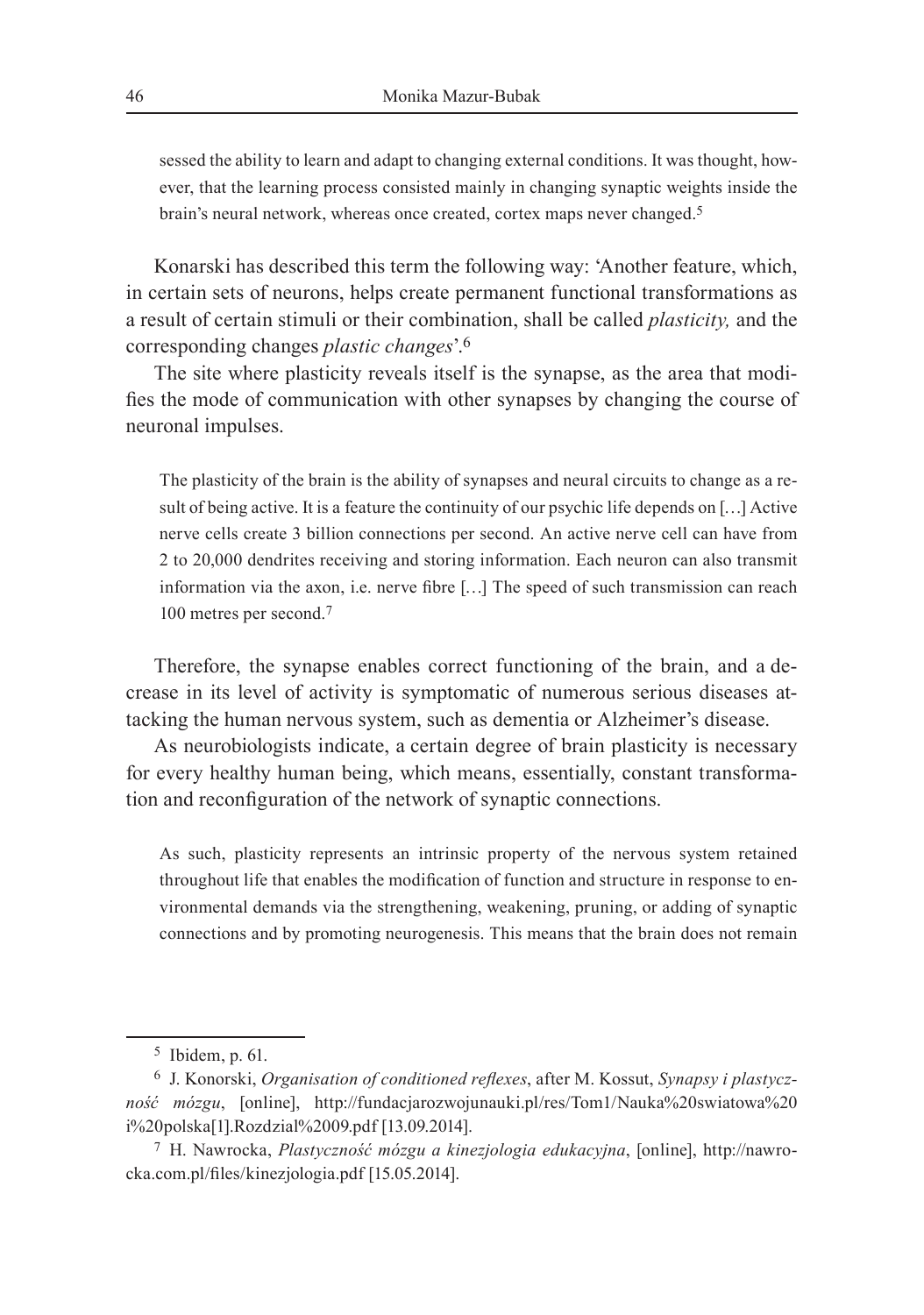sessed the ability to learn and adapt to changing external conditions. It was thought, however, that the learning process consisted mainly in changing synaptic weights inside the brain's neural network, whereas once created, cortex maps never changed.[5]

Konarski has described this term the following way: 'Another feature, which, in certain sets of neurons, helps create permanent functional transformations as a result of certain stimuli or their combination, shall be called *plasticity,* and the corresponding changes *plastic changes*'.[6]

The site where plasticity reveals itself is the synapse, as the area that modifies the mode of communication with other synapses by changing the course of neuronal impulses.

> The plasticity of the brain is the ability of synapses and neural circuits to change as a result of being active. It is a feature the continuity of our psychic life depends on […] Active nerve cells create 3 billion connections per second. An active nerve cell can have from 2 to 20,000 dendrites receiving and storing information. Each neuron can also transmit information via the axon, i.e. nerve fibre […] The speed of such transmission can reach 100 metres per second.[7]

Therefore, the synapse enables correct functioning of the brain, and a decrease in its level of activity is symptomatic of numerous serious diseases attacking the human nervous system, such as dementia or Alzheimer's disease.

As neurobiologists indicate, a certain degree of brain plasticity is necessary for every healthy human being, which means, essentially, constant transformation and reconfiguration of the network of synaptic connections.

> As such, plasticity represents an intrinsic property of the nervous system retained throughout life that enables the modification of function and structure in response to environmental demands via the strengthening, weakening, pruning, or adding of synaptic connections and by promoting neurogenesis. This means that the brain does not remain

---

[5] Ibidem, p. 61.

[6] J. Konorski, *Organisation of conditioned reflexes*, after M. Kossut, *Synapsy i plastyczność mózgu*, [online], http://fundacjarozwojunauki.pl/res/Tom1/Nauka%20swiatowa%20i%20polska[1].Rozdzial%2009.pdf [13.09.2014].

[7] H. Nawrocka, *Plastyczność mózgu a kinezjologia edukacyjna*, [online], http://nawrocka.com.pl/files/kinezjologia.pdf [15.05.2014].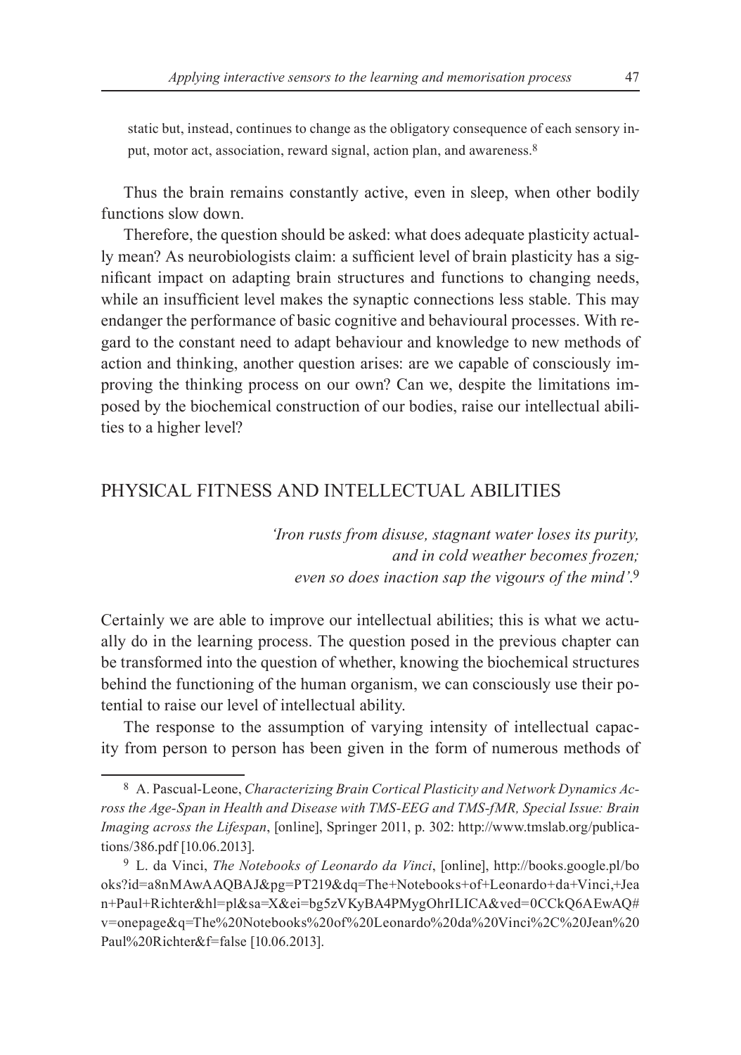static but, instead, continues to change as the obligatory consequence of each sensory input, motor act, association, reward signal, action plan, and awareness.[8]

Thus the brain remains constantly active, even in sleep, when other bodily functions slow down.

Therefore, the question should be asked: what does adequate plasticity actually mean? As neurobiologists claim: a sufficient level of brain plasticity has a significant impact on adapting brain structures and functions to changing needs, while an insufficient level makes the synaptic connections less stable. This may endanger the performance of basic cognitive and behavioural processes. With regard to the constant need to adapt behaviour and knowledge to new methods of action and thinking, another question arises: are we capable of consciously improving the thinking process on our own? Can we, despite the limitations imposed by the biochemical construction of our bodies, raise our intellectual abilities to a higher level?

## PHYSICAL FITNESS AND INTELLECTUAL ABILITIES

> *'Iron rusts from disuse, stagnant water loses its purity, and in cold weather becomes frozen; even so does inaction sap the vigours of the mind'.*[9]

Certainly we are able to improve our intellectual abilities; this is what we actually do in the learning process. The question posed in the previous chapter can be transformed into the question of whether, knowing the biochemical structures behind the functioning of the human organism, we can consciously use their potential to raise our level of intellectual ability.

The response to the assumption of varying intensity of intellectual capacity from person to person has been given in the form of numerous methods of

---

[8] A. Pascual-Leone, *Characterizing Brain Cortical Plasticity and Network Dynamics Across the Age-Span in Health and Disease with TMS-EEG and TMS-fMR, Special Issue: Brain Imaging across the Lifespan*, [online], Springer 2011, p. 302: http://www.tmslab.org/publications/386.pdf [10.06.2013].

[9] L. da Vinci, *The Notebooks of Leonardo da Vinci*, [online], http://books.google.pl/books?id=a8nMAwAAQBAJ&pg=PT219&dq=The+Notebooks+of+Leonardo+da+Vinci,+Jean+Paul+Richter&hl=pl&sa=X&ei=bg5zVKyBA4PMygOhrILICA&ved=0CCkQ6AEwAQ#v=onepage&q=The%20Notebooks%20of%20Leonardo%20da%20Vinci%2C%20Jean%20Paul%20Richter&f=false [10.06.2013].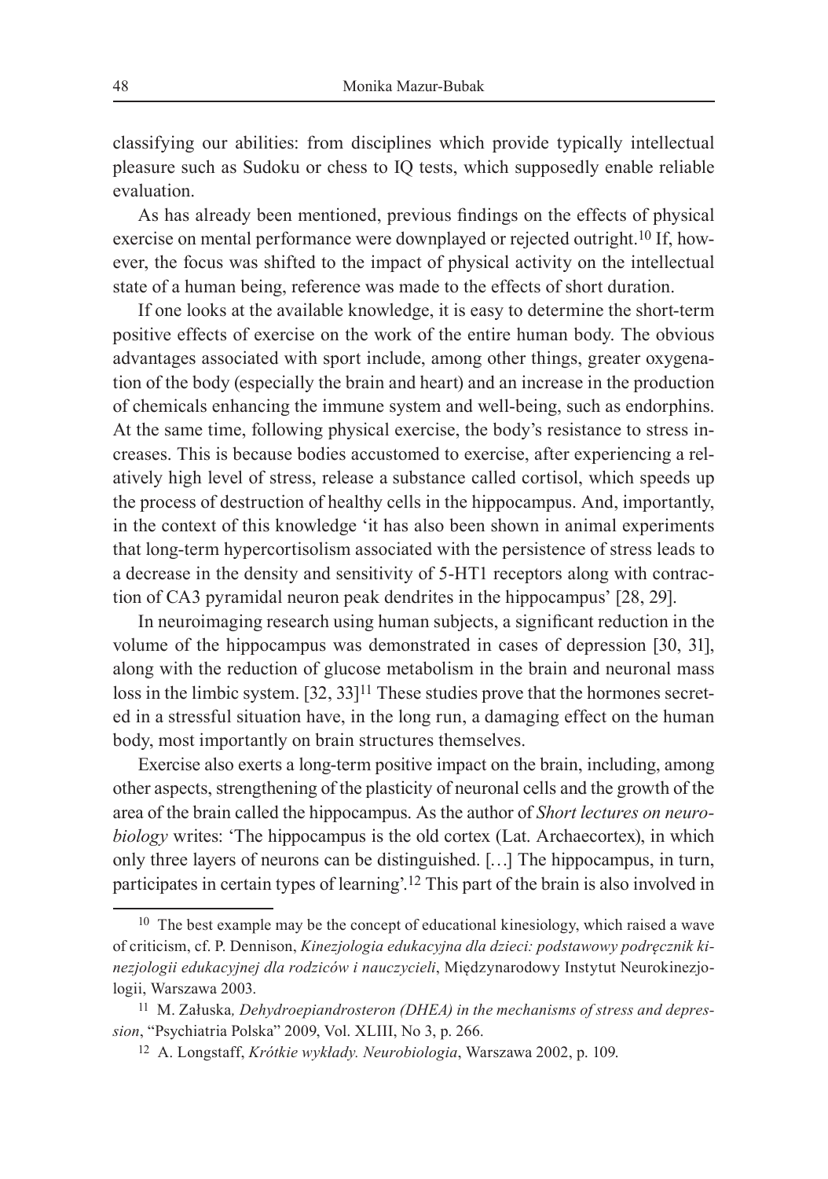classifying our abilities: from disciplines which provide typically intellectual pleasure such as Sudoku or chess to IQ tests, which supposedly enable reliable evaluation.

As has already been mentioned, previous findings on the effects of physical exercise on mental performance were downplayed or rejected outright.[10] If, however, the focus was shifted to the impact of physical activity on the intellectual state of a human being, reference was made to the effects of short duration.

If one looks at the available knowledge, it is easy to determine the short-term positive effects of exercise on the work of the entire human body. The obvious advantages associated with sport include, among other things, greater oxygenation of the body (especially the brain and heart) and an increase in the production of chemicals enhancing the immune system and well-being, such as endorphins. At the same time, following physical exercise, the body's resistance to stress increases. This is because bodies accustomed to exercise, after experiencing a relatively high level of stress, release a substance called cortisol, which speeds up the process of destruction of healthy cells in the hippocampus. And, importantly, in the context of this knowledge 'it has also been shown in animal experiments that long-term hypercortisolism associated with the persistence of stress leads to a decrease in the density and sensitivity of 5-HT1 receptors along with contraction of CA3 pyramidal neuron peak dendrites in the hippocampus' [28, 29].

In neuroimaging research using human subjects, a significant reduction in the volume of the hippocampus was demonstrated in cases of depression [30, 31], along with the reduction of glucose metabolism in the brain and neuronal mass loss in the limbic system. [32, 33][11] These studies prove that the hormones secreted in a stressful situation have, in the long run, a damaging effect on the human body, most importantly on brain structures themselves.

Exercise also exerts a long-term positive impact on the brain, including, among other aspects, strengthening of the plasticity of neuronal cells and the growth of the area of the brain called the hippocampus. As the author of *Short lectures on neurobiology* writes: 'The hippocampus is the old cortex (Lat. Archaecortex), in which only three layers of neurons can be distinguished. […] The hippocampus, in turn, participates in certain types of learning'.[12] This part of the brain is also involved in

[10] The best example may be the concept of educational kinesiology, which raised a wave of criticism, cf. P. Dennison, *Kinezjologia edukacyjna dla dzieci: podstawowy podręcznik kinezjologii edukacyjnej dla rodziców i nauczycieli*, Międzynarodowy Instytut Neurokinezjologii, Warszawa 2003.

[11] M. Załuska*, Dehydroepiandrosteron (DHEA) in the mechanisms of stress and depression*, "Psychiatria Polska" 2009, Vol. XLIII, No 3, p. 266.

[12] A. Longstaff, *Krótkie wykłady. Neurobiologia*, Warszawa 2002, p. 109.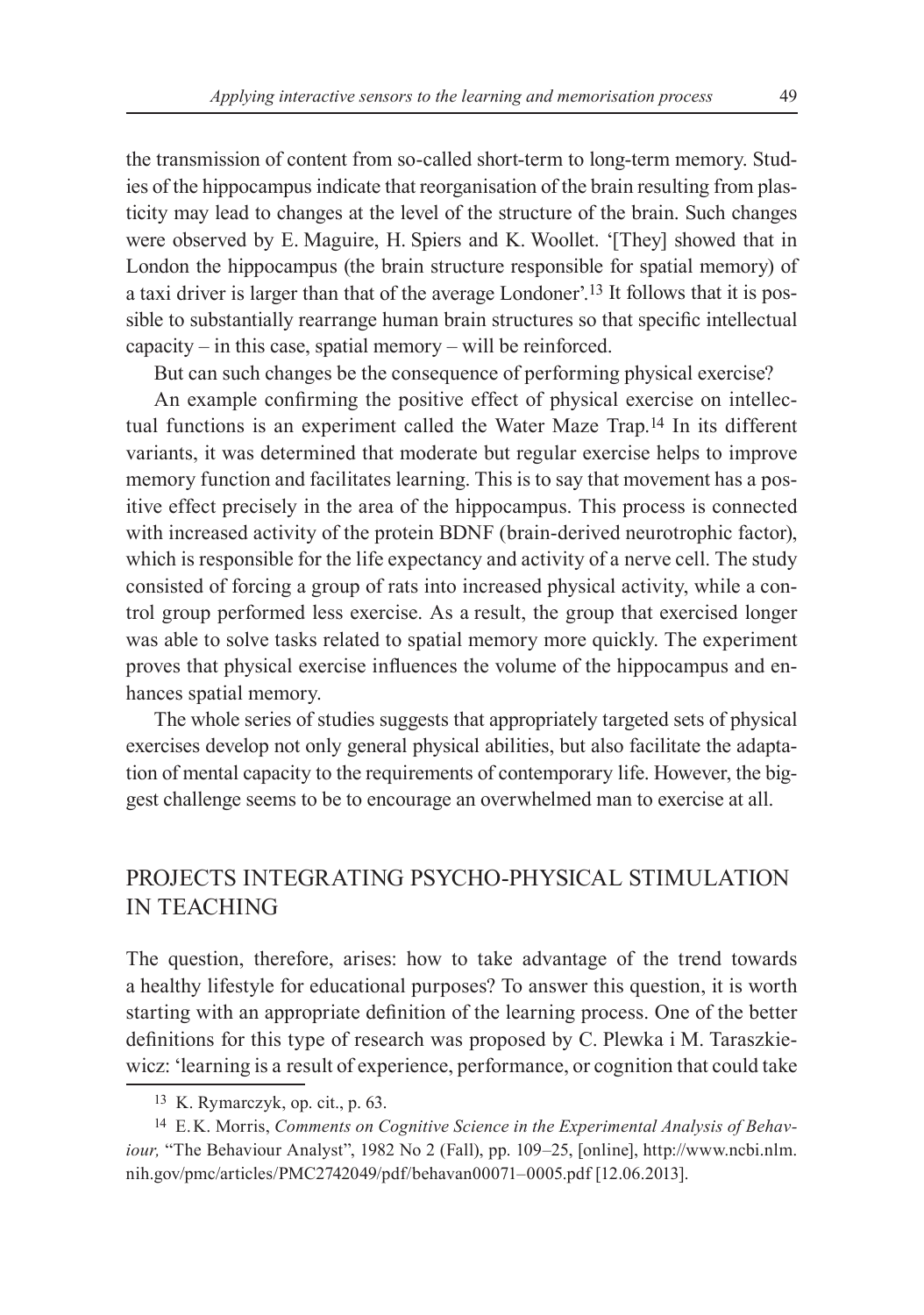the transmission of content from so-called short-term to long-term memory. Studies of the hippocampus indicate that reorganisation of the brain resulting from plasticity may lead to changes at the level of the structure of the brain. Such changes were observed by E. Maguire, H. Spiers and K. Woollet. '[They] showed that in London the hippocampus (the brain structure responsible for spatial memory) of a taxi driver is larger than that of the average Londoner'.[13] It follows that it is possible to substantially rearrange human brain structures so that specific intellectual capacity – in this case, spatial memory – will be reinforced.

But can such changes be the consequence of performing physical exercise?

An example confirming the positive effect of physical exercise on intellectual functions is an experiment called the Water Maze Trap.[14] In its different variants, it was determined that moderate but regular exercise helps to improve memory function and facilitates learning. This is to say that movement has a positive effect precisely in the area of the hippocampus. This process is connected with increased activity of the protein BDNF (brain-derived neurotrophic factor), which is responsible for the life expectancy and activity of a nerve cell. The study consisted of forcing a group of rats into increased physical activity, while a control group performed less exercise. As a result, the group that exercised longer was able to solve tasks related to spatial memory more quickly. The experiment proves that physical exercise influences the volume of the hippocampus and enhances spatial memory.

The whole series of studies suggests that appropriately targeted sets of physical exercises develop not only general physical abilities, but also facilitate the adaptation of mental capacity to the requirements of contemporary life. However, the biggest challenge seems to be to encourage an overwhelmed man to exercise at all.

## PROJECTS INTEGRATING PSYCHO-PHYSICAL STIMULATION IN TEACHING

The question, therefore, arises: how to take advantage of the trend towards a healthy lifestyle for educational purposes? To answer this question, it is worth starting with an appropriate definition of the learning process. One of the better definitions for this type of research was proposed by C. Plewka i M. Taraszkiewicz: 'learning is a result of experience, performance, or cognition that could take

---

[13] K. Rymarczyk, op. cit., p. 63.

[14] E.K. Morris, *Comments on Cognitive Science in the Experimental Analysis of Behaviour,* "The Behaviour Analyst", 1982 No 2 (Fall), pp. 109–25, [online], http://www.ncbi.nlm.nih.gov/pmc/articles/PMC2742049/pdf/behavan00071–0005.pdf [12.06.2013].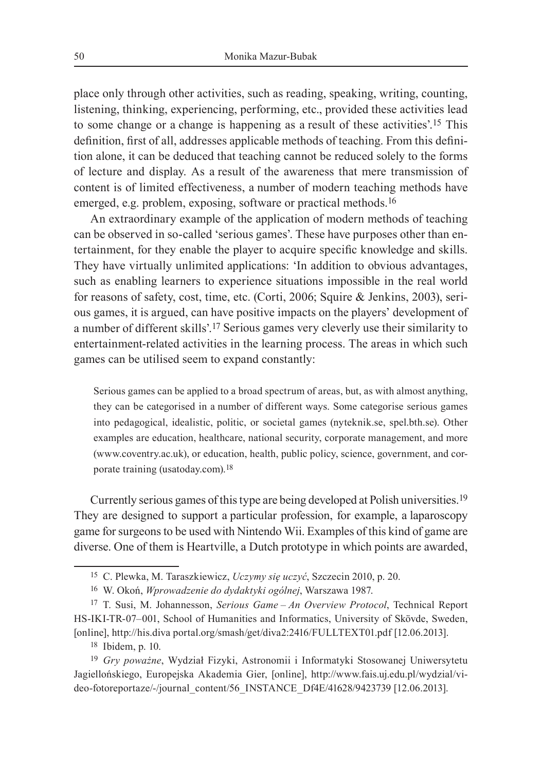place only through other activities, such as reading, speaking, writing, counting, listening, thinking, experiencing, performing, etc., provided these activities lead to some change or a change is happening as a result of these activities'.[15] This definition, first of all, addresses applicable methods of teaching. From this definition alone, it can be deduced that teaching cannot be reduced solely to the forms of lecture and display. As a result of the awareness that mere transmission of content is of limited effectiveness, a number of modern teaching methods have emerged, e.g. problem, exposing, software or practical methods.[16]

An extraordinary example of the application of modern methods of teaching can be observed in so-called 'serious games'. These have purposes other than entertainment, for they enable the player to acquire specific knowledge and skills. They have virtually unlimited applications: 'In addition to obvious advantages, such as enabling learners to experience situations impossible in the real world for reasons of safety, cost, time, etc. (Corti, 2006; Squire & Jenkins, 2003), serious games, it is argued, can have positive impacts on the players' development of a number of different skills'.[17] Serious games very cleverly use their similarity to entertainment-related activities in the learning process. The areas in which such games can be utilised seem to expand constantly:

> Serious games can be applied to a broad spectrum of areas, but, as with almost anything, they can be categorised in a number of different ways. Some categorise serious games into pedagogical, idealistic, politic, or societal games (nyteknik.se, spel.bth.se). Other examples are education, healthcare, national security, corporate management, and more (www.coventry.ac.uk), or education, health, public policy, science, government, and corporate training (usatoday.com).[18]

Currently serious games of this type are being developed at Polish universities.[19] They are designed to support a particular profession, for example, a laparoscopy game for surgeons to be used with Nintendo Wii. Examples of this kind of game are diverse. One of them is Heartville, a Dutch prototype in which points are awarded,

---

[15] C. Plewka, M. Taraszkiewicz, *Uczymy się uczyć*, Szczecin 2010, p. 20.

[16] W. Okoń, *Wprowadzenie do dydaktyki ogólnej*, Warszawa 1987.

[17] T. Susi, M. Johannesson, *Serious Game – An Overview Protocol*, Technical Report HS-IKI-TR-07–001, School of Humanities and Informatics, University of Skövde, Sweden, [online], http://his.diva portal.org/smash/get/diva2:2416/FULLTEXT01.pdf [12.06.2013].

[18] Ibidem, p. 10.

[19] *Gry poważne*, Wydział Fizyki, Astronomii i Informatyki Stosowanej Uniwersytetu Jagiellońskiego, Europejska Akademia Gier, [online], http://www.fais.uj.edu.pl/wydzial/video-fotoreportaze/-/journal_content/56_INSTANCE_Df4E/41628/9423739 [12.06.2013].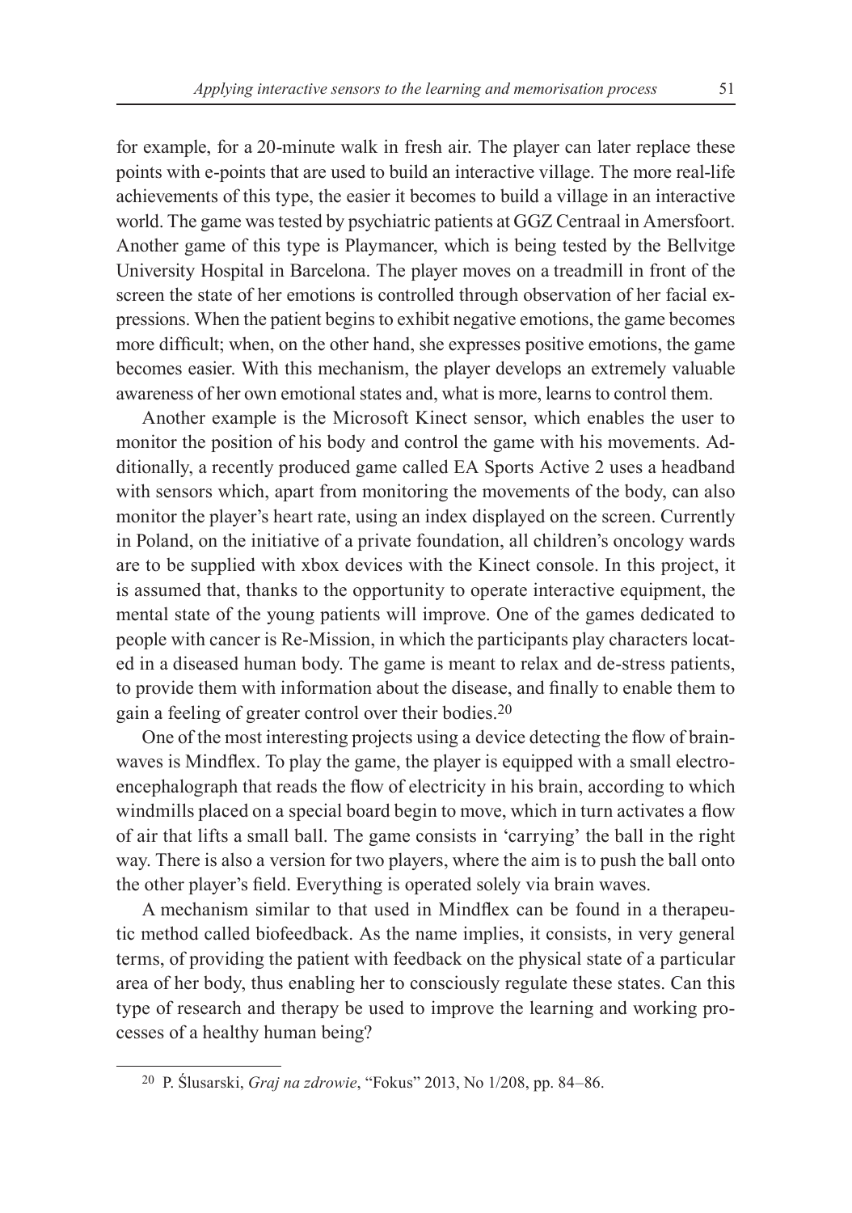for example, for a 20-minute walk in fresh air. The player can later replace these points with e-points that are used to build an interactive village. The more real-life achievements of this type, the easier it becomes to build a village in an interactive world. The game was tested by psychiatric patients at GGZ Centraal in Amersfoort. Another game of this type is Playmancer, which is being tested by the Bellvitge University Hospital in Barcelona. The player moves on a treadmill in front of the screen the state of her emotions is controlled through observation of her facial expressions. When the patient begins to exhibit negative emotions, the game becomes more difficult; when, on the other hand, she expresses positive emotions, the game becomes easier. With this mechanism, the player develops an extremely valuable awareness of her own emotional states and, what is more, learns to control them.

Another example is the Microsoft Kinect sensor, which enables the user to monitor the position of his body and control the game with his movements. Additionally, a recently produced game called EA Sports Active 2 uses a headband with sensors which, apart from monitoring the movements of the body, can also monitor the player's heart rate, using an index displayed on the screen. Currently in Poland, on the initiative of a private foundation, all children's oncology wards are to be supplied with xbox devices with the Kinect console. In this project, it is assumed that, thanks to the opportunity to operate interactive equipment, the mental state of the young patients will improve. One of the games dedicated to people with cancer is Re-Mission, in which the participants play characters located in a diseased human body. The game is meant to relax and de-stress patients, to provide them with information about the disease, and finally to enable them to gain a feeling of greater control over their bodies.[20]

One of the most interesting projects using a device detecting the flow of brainwaves is Mindflex. To play the game, the player is equipped with a small electroencephalograph that reads the flow of electricity in his brain, according to which windmills placed on a special board begin to move, which in turn activates a flow of air that lifts a small ball. The game consists in 'carrying' the ball in the right way. There is also a version for two players, where the aim is to push the ball onto the other player's field. Everything is operated solely via brain waves.

A mechanism similar to that used in Mindflex can be found in a therapeutic method called biofeedback. As the name implies, it consists, in very general terms, of providing the patient with feedback on the physical state of a particular area of her body, thus enabling her to consciously regulate these states. Can this type of research and therapy be used to improve the learning and working processes of a healthy human being?

---

[20] P. Ślusarski, *Graj na zdrowie*, "Fokus" 2013, No 1/208, pp. 84–86.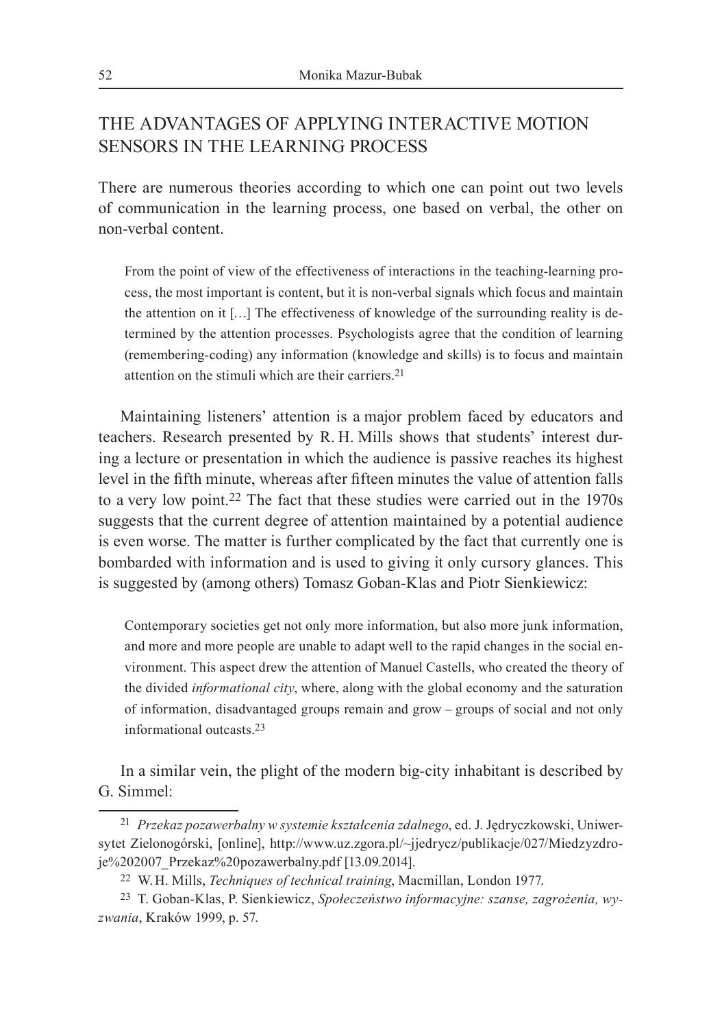## THE ADVANTAGES OF APPLYING INTERACTIVE MOTION SENSORS IN THE LEARNING PROCESS

There are numerous theories according to which one can point out two levels of communication in the learning process, one based on verbal, the other on non-verbal content.

> From the point of view of the effectiveness of interactions in the teaching-learning process, the most important is content, but it is non-verbal signals which focus and maintain the attention on it […] The effectiveness of knowledge of the surrounding reality is determined by the attention processes. Psychologists agree that the condition of learning (remembering-coding) any information (knowledge and skills) is to focus and maintain attention on the stimuli which are their carriers.[21]

Maintaining listeners' attention is a major problem faced by educators and teachers. Research presented by R. H. Mills shows that students' interest during a lecture or presentation in which the audience is passive reaches its highest level in the fifth minute, whereas after fifteen minutes the value of attention falls to a very low point.[22] The fact that these studies were carried out in the 1970s suggests that the current degree of attention maintained by a potential audience is even worse. The matter is further complicated by the fact that currently one is bombarded with information and is used to giving it only cursory glances. This is suggested by (among others) Tomasz Goban-Klas and Piotr Sienkiewicz:

> Contemporary societies get not only more information, but also more junk information, and more and more people are unable to adapt well to the rapid changes in the social environment. This aspect drew the attention of Manuel Castells, who created the theory of the divided *informational city*, where, along with the global economy and the saturation of information, disadvantaged groups remain and grow – groups of social and not only informational outcasts.[23]

In a similar vein, the plight of the modern big-city inhabitant is described by G. Simmel:

---

[21] *Przekaz pozawerbalny w systemie kształcenia zdalnego*, ed. J. Jędryczkowski, Uniwersytet Zielonogórski, [online], http://www.uz.zgora.pl/~jjedrycz/publikacje/027/Miedzyzdroje%202007_Przekaz%20pozawerbalny.pdf [13.09.2014].

[22] W. H. Mills, *Techniques of technical training*, Macmillan, London 1977.

[23] T. Goban-Klas, P. Sienkiewicz, *Społeczeństwo informacyjne: szanse, zagrożenia, wyzwania*, Kraków 1999, p. 57.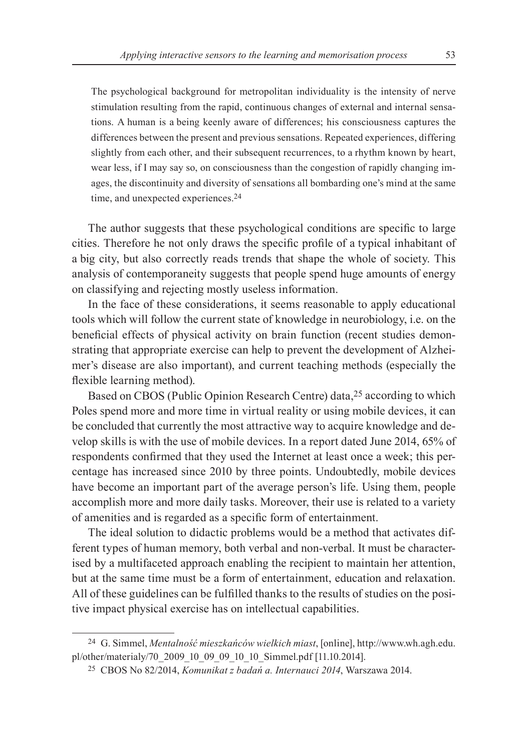> The psychological background for metropolitan individuality is the intensity of nerve stimulation resulting from the rapid, continuous changes of external and internal sensations. A human is a being keenly aware of differences; his consciousness captures the differences between the present and previous sensations. Repeated experiences, differing slightly from each other, and their subsequent recurrences, to a rhythm known by heart, wear less, if I may say so, on consciousness than the congestion of rapidly changing images, the discontinuity and diversity of sensations all bombarding one's mind at the same time, and unexpected experiences.[24]

The author suggests that these psychological conditions are specific to large cities. Therefore he not only draws the specific profile of a typical inhabitant of a big city, but also correctly reads trends that shape the whole of society. This analysis of contemporaneity suggests that people spend huge amounts of energy on classifying and rejecting mostly useless information.

In the face of these considerations, it seems reasonable to apply educational tools which will follow the current state of knowledge in neurobiology, i.e. on the beneficial effects of physical activity on brain function (recent studies demonstrating that appropriate exercise can help to prevent the development of Alzheimer's disease are also important), and current teaching methods (especially the flexible learning method).

Based on CBOS (Public Opinion Research Centre) data,[25] according to which Poles spend more and more time in virtual reality or using mobile devices, it can be concluded that currently the most attractive way to acquire knowledge and develop skills is with the use of mobile devices. In a report dated June 2014, 65% of respondents confirmed that they used the Internet at least once a week; this percentage has increased since 2010 by three points. Undoubtedly, mobile devices have become an important part of the average person's life. Using them, people accomplish more and more daily tasks. Moreover, their use is related to a variety of amenities and is regarded as a specific form of entertainment.

The ideal solution to didactic problems would be a method that activates different types of human memory, both verbal and non-verbal. It must be characterised by a multifaceted approach enabling the recipient to maintain her attention, but at the same time must be a form of entertainment, education and relaxation. All of these guidelines can be fulfilled thanks to the results of studies on the positive impact physical exercise has on intellectual capabilities.

---

[24] G. Simmel, *Mentalność mieszkańców wielkich miast*, [online], http://www.wh.agh.edu.pl/other/materialy/70_2009_10_09_09_10_10_Simmel.pdf [11.10.2014].

[25] CBOS No 82/2014, *Komunikat z badań a. Internauci 2014*, Warszawa 2014.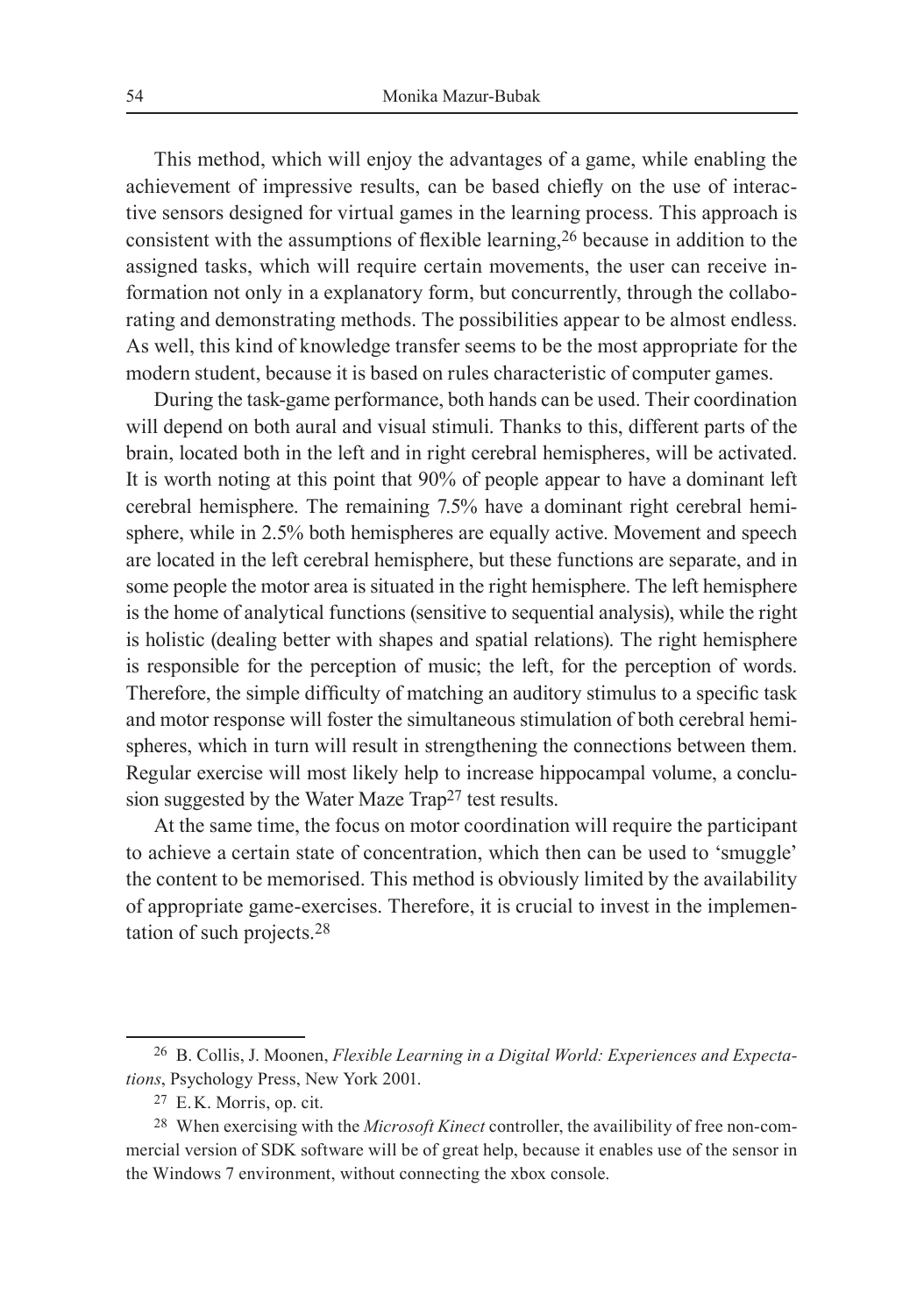This method, which will enjoy the advantages of a game, while enabling the achievement of impressive results, can be based chiefly on the use of interactive sensors designed for virtual games in the learning process. This approach is consistent with the assumptions of flexible learning,[26] because in addition to the assigned tasks, which will require certain movements, the user can receive information not only in a explanatory form, but concurrently, through the collaborating and demonstrating methods. The possibilities appear to be almost endless. As well, this kind of knowledge transfer seems to be the most appropriate for the modern student, because it is based on rules characteristic of computer games.

During the task-game performance, both hands can be used. Their coordination will depend on both aural and visual stimuli. Thanks to this, different parts of the brain, located both in the left and in right cerebral hemispheres, will be activated. It is worth noting at this point that 90% of people appear to have a dominant left cerebral hemisphere. The remaining 7.5% have a dominant right cerebral hemisphere, while in 2.5% both hemispheres are equally active. Movement and speech are located in the left cerebral hemisphere, but these functions are separate, and in some people the motor area is situated in the right hemisphere. The left hemisphere is the home of analytical functions (sensitive to sequential analysis), while the right is holistic (dealing better with shapes and spatial relations). The right hemisphere is responsible for the perception of music; the left, for the perception of words. Therefore, the simple difficulty of matching an auditory stimulus to a specific task and motor response will foster the simultaneous stimulation of both cerebral hemispheres, which in turn will result in strengthening the connections between them. Regular exercise will most likely help to increase hippocampal volume, a conclusion suggested by the Water Maze Trap[27] test results.

At the same time, the focus on motor coordination will require the participant to achieve a certain state of concentration, which then can be used to 'smuggle' the content to be memorised. This method is obviously limited by the availability of appropriate game-exercises. Therefore, it is crucial to invest in the implementation of such projects.[28]

---

[26] B. Collis, J. Moonen, *Flexible Learning in a Digital World: Experiences and Expectations*, Psychology Press, New York 2001.

[27] E.K. Morris, op. cit.

[28] When exercising with the *Microsoft Kinect* controller, the availibility of free non-commercial version of SDK software will be of great help, because it enables use of the sensor in the Windows 7 environment, without connecting the xbox console.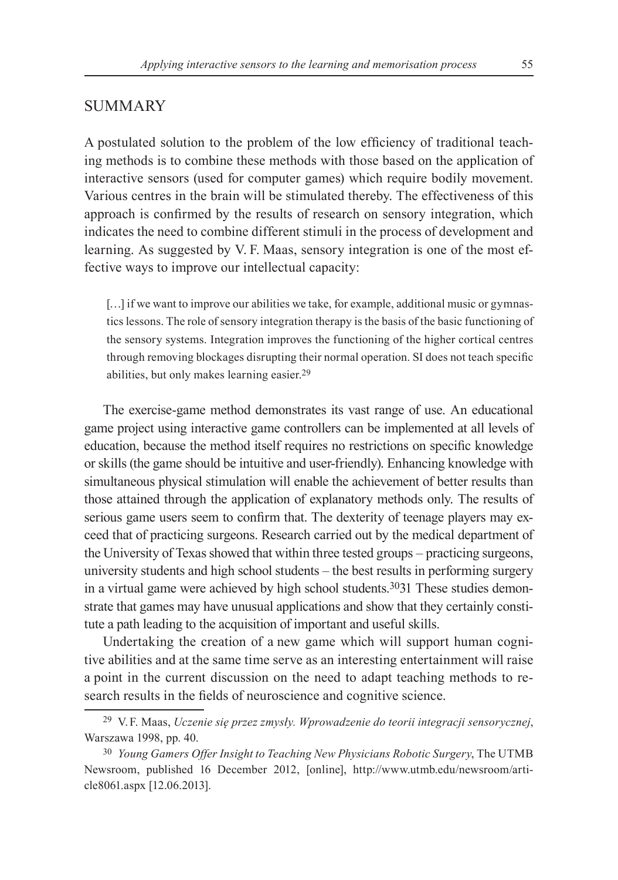## SUMMARY

A postulated solution to the problem of the low efficiency of traditional teaching methods is to combine these methods with those based on the application of interactive sensors (used for computer games) which require bodily movement. Various centres in the brain will be stimulated thereby. The effectiveness of this approach is confirmed by the results of research on sensory integration, which indicates the need to combine different stimuli in the process of development and learning. As suggested by V. F. Maas, sensory integration is one of the most effective ways to improve our intellectual capacity:

> […] if we want to improve our abilities we take, for example, additional music or gymnastics lessons. The role of sensory integration therapy is the basis of the basic functioning of the sensory systems. Integration improves the functioning of the higher cortical centres through removing blockages disrupting their normal operation. SI does not teach specific abilities, but only makes learning easier.[29]

The exercise-game method demonstrates its vast range of use. An educational game project using interactive game controllers can be implemented at all levels of education, because the method itself requires no restrictions on specific knowledge or skills (the game should be intuitive and user-friendly). Enhancing knowledge with simultaneous physical stimulation will enable the achievement of better results than those attained through the application of explanatory methods only. The results of serious game users seem to confirm that. The dexterity of teenage players may exceed that of practicing surgeons. Research carried out by the medical department of the University of Texas showed that within three tested groups – practicing surgeons, university students and high school students – the best results in performing surgery in a virtual game were achieved by high school students.[30]31 These studies demonstrate that games may have unusual applications and show that they certainly constitute a path leading to the acquisition of important and useful skills.

Undertaking the creation of a new game which will support human cognitive abilities and at the same time serve as an interesting entertainment will raise a point in the current discussion on the need to adapt teaching methods to research results in the fields of neuroscience and cognitive science.

---

[29] V. F. Maas, *Uczenie się przez zmysły. Wprowadzenie do teorii integracji sensorycznej*, Warszawa 1998, pp. 40.

[30] *Young Gamers Offer Insight to Teaching New Physicians Robotic Surgery*, The UTMB Newsroom, published 16 December 2012, [online], http://www.utmb.edu/newsroom/article8061.aspx [12.06.2013].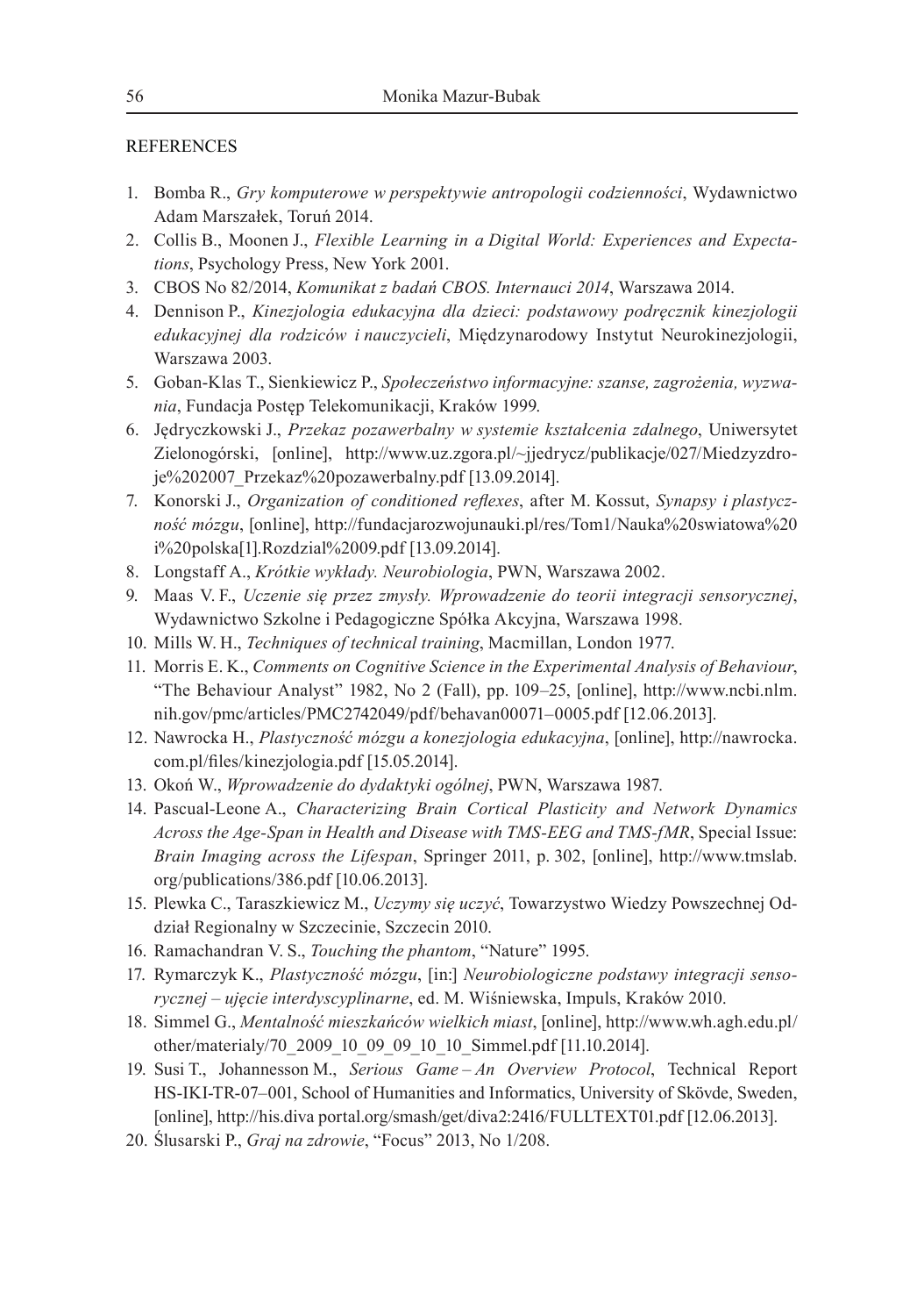## REFERENCES

1. Bomba R., *Gry komputerowe w perspektywie antropologii codzienności*, Wydawnictwo Adam Marszałek, Toruń 2014.
2. Collis B., Moonen J., *Flexible Learning in a Digital World: Experiences and Expectations*, Psychology Press, New York 2001.
3. CBOS No 82/2014, *Komunikat z badań CBOS. Internauci 2014*, Warszawa 2014.
4. Dennison P., *Kinezjologia edukacyjna dla dzieci: podstawowy podręcznik kinezjologii edukacyjnej dla rodziców i nauczycieli*, Międzynarodowy Instytut Neurokinezjologii, Warszawa 2003.
5. Goban-Klas T., Sienkiewicz P., *Społeczeństwo informacyjne: szanse, zagrożenia, wyzwania*, Fundacja Postęp Telekomunikacji, Kraków 1999.
6. Jędryczkowski J., *Przekaz pozawerbalny w systemie kształcenia zdalnego*, Uniwersytet Zielonogórski, [online], http://www.uz.zgora.pl/~jjedrycz/publikacje/027/Miedzyzdroje%202007_Przekaz%20pozawerbalny.pdf [13.09.2014].
7. Konorski J., *Organization of conditioned reflexes*, after M. Kossut, *Synapsy i plastyczność mózgu*, [online], http://fundacjarozwojunauki.pl/res/Tom1/Nauka%20swiatowa%20i%20polska[1].Rozdzial%2009.pdf [13.09.2014].
8. Longstaff A., *Krótkie wykłady. Neurobiologia*, PWN, Warszawa 2002.
9. Maas V. F., *Uczenie się przez zmysły. Wprowadzenie do teorii integracji sensorycznej*, Wydawnictwo Szkolne i Pedagogiczne Spółka Akcyjna, Warszawa 1998.
10. Mills W. H., *Techniques of technical training*, Macmillan, London 1977.
11. Morris E. K., *Comments on Cognitive Science in the Experimental Analysis of Behaviour*, "The Behaviour Analyst" 1982, No 2 (Fall), pp. 109–25, [online], http://www.ncbi.nlm.nih.gov/pmc/articles/PMC2742049/pdf/behavan00071–0005.pdf [12.06.2013].
12. Nawrocka H., *Plastyczność mózgu a konezjologia edukacyjna*, [online], http://nawrocka.com.pl/files/kinezjologia.pdf [15.05.2014].
13. Okoń W., *Wprowadzenie do dydaktyki ogólnej*, PWN, Warszawa 1987.
14. Pascual-Leone A., *Characterizing Brain Cortical Plasticity and Network Dynamics Across the Age-Span in Health and Disease with TMS-EEG and TMS-fMR*, Special Issue: *Brain Imaging across the Lifespan*, Springer 2011, p. 302, [online], http://www.tmslab.org/publications/386.pdf [10.06.2013].
15. Plewka C., Taraszkiewicz M., *Uczymy się uczyć*, Towarzystwo Wiedzy Powszechnej Oddział Regionalny w Szczecinie, Szczecin 2010.
16. Ramachandran V. S., *Touching the phantom*, "Nature" 1995.
17. Rymarczyk K., *Plastyczność mózgu*, [in:] *Neurobiologiczne podstawy integracji sensorycznej – ujęcie interdyscyplinarne*, ed. M. Wiśniewska, Impuls, Kraków 2010.
18. Simmel G., *Mentalność mieszkańców wielkich miast*, [online], http://www.wh.agh.edu.pl/other/materialy/70_2009_10_09_09_10_10_Simmel.pdf [11.10.2014].
19. Susi T., Johannesson M., *Serious Game – An Overview Protocol*, Technical Report HS-IKI-TR-07–001, School of Humanities and Informatics, University of Skövde, Sweden, [online], http://his.diva portal.org/smash/get/diva2:2416/FULLTEXT01.pdf [12.06.2013].
20. Ślusarski P., *Graj na zdrowie*, "Focus" 2013, No 1/208.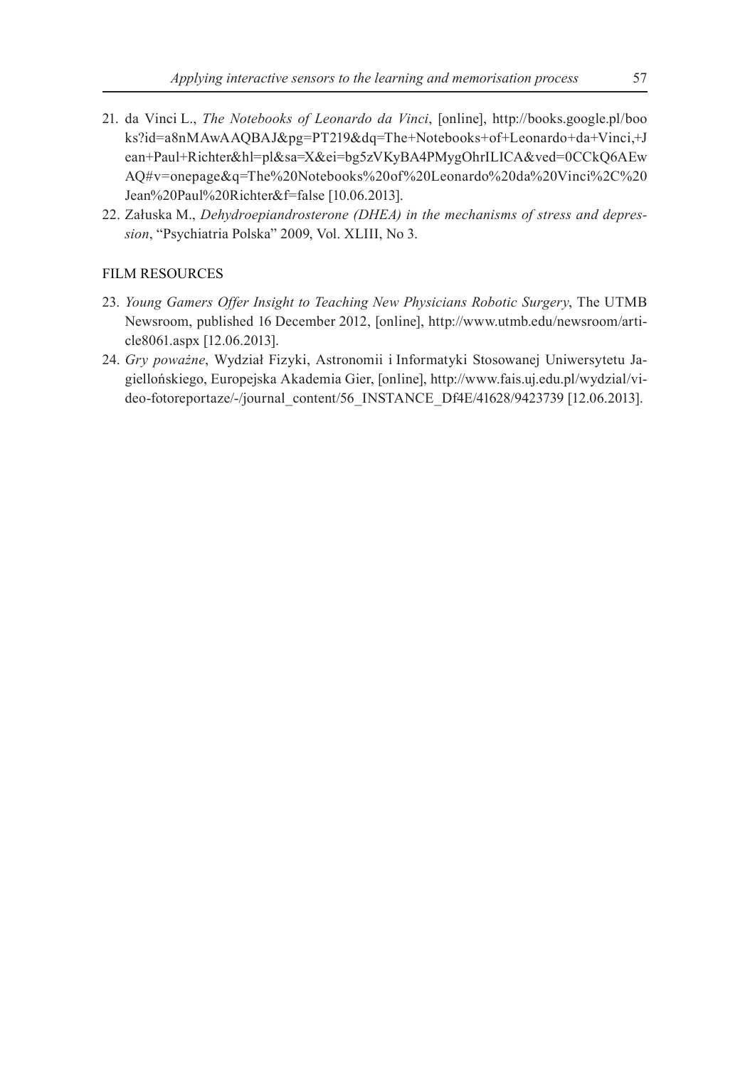21. da Vinci L., *The Notebooks of Leonardo da Vinci*, [online], http://books.google.pl/books?id=a8nMAwAAQBAJ&pg=PT219&dq=The+Notebooks+of+Leonardo+da+Vinci,+Jean+Paul+Richter&hl=pl&sa=X&ei=bg5zVKyBA4PMygOhrILICA&ved=0CCkQ6AEwAQ#v=onepage&q=The%20Notebooks%20of%20Leonardo%20da%20Vinci%2C%20Jean%20Paul%20Richter&f=false [10.06.2013].
22. Załuska M., *Dehydroepiandrosterone (DHEA) in the mechanisms of stress and depression*, "Psychiatria Polska" 2009, Vol. XLIII, No 3.

## FILM RESOURCES

23. *Young Gamers Offer Insight to Teaching New Physicians Robotic Surgery*, The UTMB Newsroom, published 16 December 2012, [online], http://www.utmb.edu/newsroom/article8061.aspx [12.06.2013].
24. *Gry poważne*, Wydział Fizyki, Astronomii i Informatyki Stosowanej Uniwersytetu Jagiellońskiego, Europejska Akademia Gier, [online], http://www.fais.uj.edu.pl/wydzial/video-fotoreportaze/-/journal_content/56_INSTANCE_Df4E/41628/9423739 [12.06.2013].